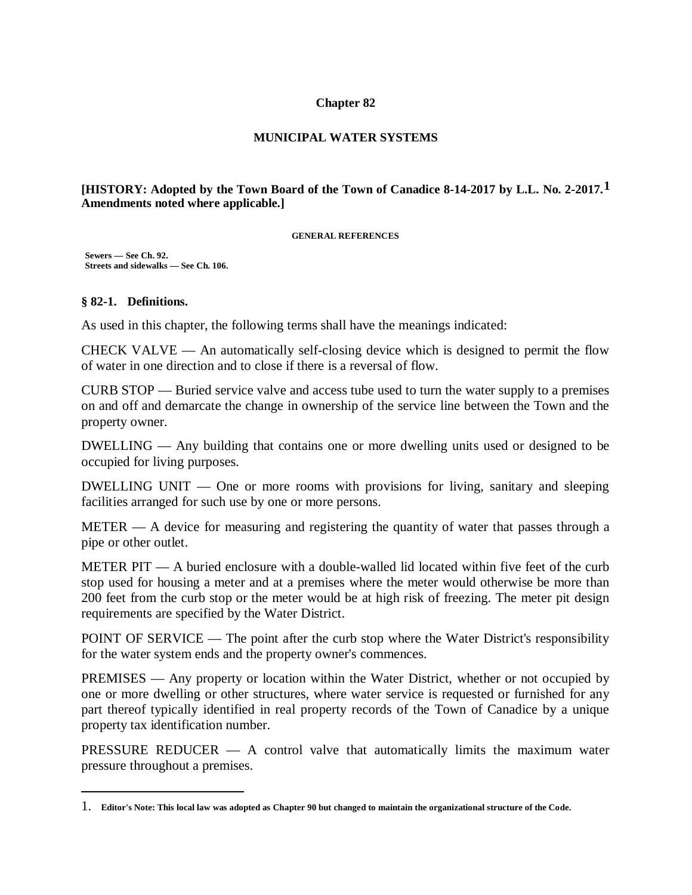# Chapter 82

## MUNICIPAL WATER SYSTEMS

**[HISTORY: Adopted by the Town Board of the Town of Canadice 8-14-2017 by L.L. No. 2-2017.[1] Amendments noted where applicable.]**

**GENERAL REFERENCES**

**Sewers — See Ch. 92.**
**Streets and sidewalks — See Ch. 106.**

### § 82-1. Definitions.

As used in this chapter, the following terms shall have the meanings indicated:

CHECK VALVE — An automatically self-closing device which is designed to permit the flow of water in one direction and to close if there is a reversal of flow.

CURB STOP — Buried service valve and access tube used to turn the water supply to a premises on and off and demarcate the change in ownership of the service line between the Town and the property owner.

DWELLING — Any building that contains one or more dwelling units used or designed to be occupied for living purposes.

DWELLING UNIT — One or more rooms with provisions for living, sanitary and sleeping facilities arranged for such use by one or more persons.

METER — A device for measuring and registering the quantity of water that passes through a pipe or other outlet.

METER PIT — A buried enclosure with a double-walled lid located within five feet of the curb stop used for housing a meter and at a premises where the meter would otherwise be more than 200 feet from the curb stop or the meter would be at high risk of freezing. The meter pit design requirements are specified by the Water District.

POINT OF SERVICE — The point after the curb stop where the Water District's responsibility for the water system ends and the property owner's commences.

PREMISES — Any property or location within the Water District, whether or not occupied by one or more dwelling or other structures, where water service is requested or furnished for any part thereof typically identified in real property records of the Town of Canadice by a unique property tax identification number.

PRESSURE REDUCER — A control valve that automatically limits the maximum water pressure throughout a premises.

---

1. **Editor's Note: This local law was adopted as Chapter 90 but changed to maintain the organizational structure of the Code.**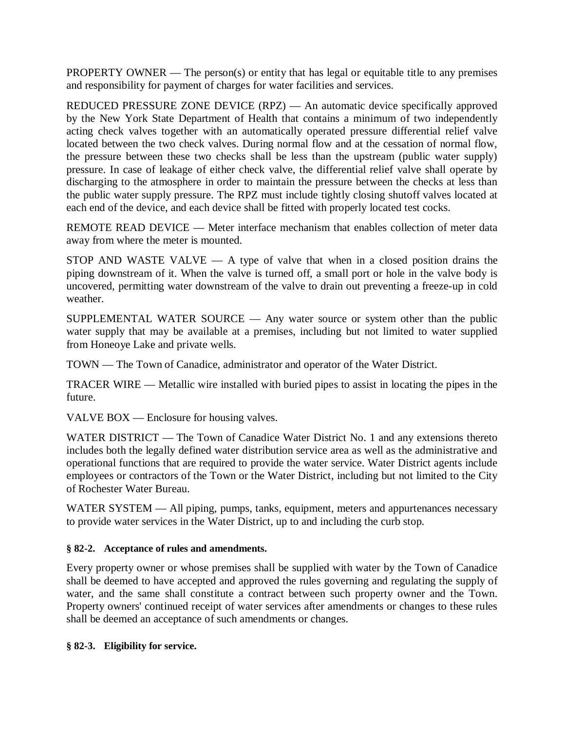PROPERTY OWNER — The person(s) or entity that has legal or equitable title to any premises and responsibility for payment of charges for water facilities and services.

REDUCED PRESSURE ZONE DEVICE (RPZ) — An automatic device specifically approved by the New York State Department of Health that contains a minimum of two independently acting check valves together with an automatically operated pressure differential relief valve located between the two check valves. During normal flow and at the cessation of normal flow, the pressure between these two checks shall be less than the upstream (public water supply) pressure. In case of leakage of either check valve, the differential relief valve shall operate by discharging to the atmosphere in order to maintain the pressure between the checks at less than the public water supply pressure. The RPZ must include tightly closing shutoff valves located at each end of the device, and each device shall be fitted with properly located test cocks.

REMOTE READ DEVICE — Meter interface mechanism that enables collection of meter data away from where the meter is mounted.

STOP AND WASTE VALVE — A type of valve that when in a closed position drains the piping downstream of it. When the valve is turned off, a small port or hole in the valve body is uncovered, permitting water downstream of the valve to drain out preventing a freeze-up in cold weather.

SUPPLEMENTAL WATER SOURCE — Any water source or system other than the public water supply that may be available at a premises, including but not limited to water supplied from Honeoye Lake and private wells.

TOWN — The Town of Canadice, administrator and operator of the Water District.

TRACER WIRE — Metallic wire installed with buried pipes to assist in locating the pipes in the future.

VALVE BOX — Enclosure for housing valves.

WATER DISTRICT — The Town of Canadice Water District No. 1 and any extensions thereto includes both the legally defined water distribution service area as well as the administrative and operational functions that are required to provide the water service. Water District agents include employees or contractors of the Town or the Water District, including but not limited to the City of Rochester Water Bureau.

WATER SYSTEM — All piping, pumps, tanks, equipment, meters and appurtenances necessary to provide water services in the Water District, up to and including the curb stop.

### § 82-2. Acceptance of rules and amendments.

Every property owner or whose premises shall be supplied with water by the Town of Canadice shall be deemed to have accepted and approved the rules governing and regulating the supply of water, and the same shall constitute a contract between such property owner and the Town. Property owners' continued receipt of water services after amendments or changes to these rules shall be deemed an acceptance of such amendments or changes.

### § 82-3. Eligibility for service.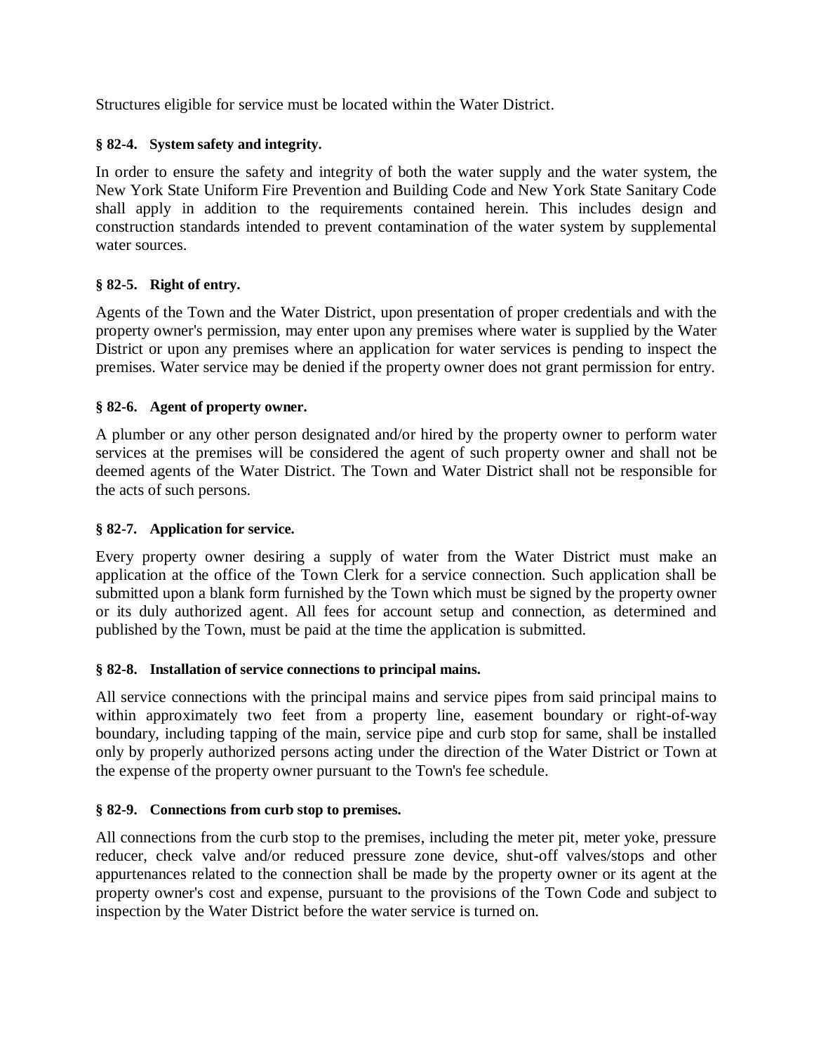Structures eligible for service must be located within the Water District.

### § 82-4. System safety and integrity.

In order to ensure the safety and integrity of both the water supply and the water system, the New York State Uniform Fire Prevention and Building Code and New York State Sanitary Code shall apply in addition to the requirements contained herein. This includes design and construction standards intended to prevent contamination of the water system by supplemental water sources.

### § 82-5. Right of entry.

Agents of the Town and the Water District, upon presentation of proper credentials and with the property owner's permission, may enter upon any premises where water is supplied by the Water District or upon any premises where an application for water services is pending to inspect the premises. Water service may be denied if the property owner does not grant permission for entry.

### § 82-6. Agent of property owner.

A plumber or any other person designated and/or hired by the property owner to perform water services at the premises will be considered the agent of such property owner and shall not be deemed agents of the Water District. The Town and Water District shall not be responsible for the acts of such persons.

### § 82-7. Application for service.

Every property owner desiring a supply of water from the Water District must make an application at the office of the Town Clerk for a service connection. Such application shall be submitted upon a blank form furnished by the Town which must be signed by the property owner or its duly authorized agent. All fees for account setup and connection, as determined and published by the Town, must be paid at the time the application is submitted.

### § 82-8. Installation of service connections to principal mains.

All service connections with the principal mains and service pipes from said principal mains to within approximately two feet from a property line, easement boundary or right-of-way boundary, including tapping of the main, service pipe and curb stop for same, shall be installed only by properly authorized persons acting under the direction of the Water District or Town at the expense of the property owner pursuant to the Town's fee schedule.

### § 82-9. Connections from curb stop to premises.

All connections from the curb stop to the premises, including the meter pit, meter yoke, pressure reducer, check valve and/or reduced pressure zone device, shut-off valves/stops and other appurtenances related to the connection shall be made by the property owner or its agent at the property owner's cost and expense, pursuant to the provisions of the Town Code and subject to inspection by the Water District before the water service is turned on.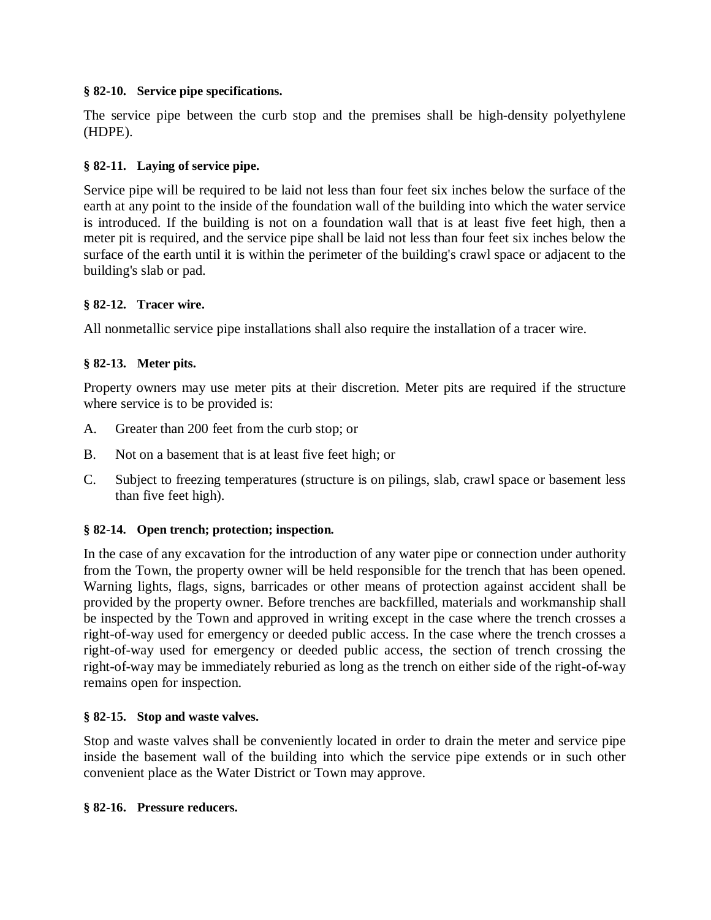### § 82-10. Service pipe specifications.

The service pipe between the curb stop and the premises shall be high-density polyethylene (HDPE).

### § 82-11. Laying of service pipe.

Service pipe will be required to be laid not less than four feet six inches below the surface of the earth at any point to the inside of the foundation wall of the building into which the water service is introduced. If the building is not on a foundation wall that is at least five feet high, then a meter pit is required, and the service pipe shall be laid not less than four feet six inches below the surface of the earth until it is within the perimeter of the building's crawl space or adjacent to the building's slab or pad.

### § 82-12. Tracer wire.

All nonmetallic service pipe installations shall also require the installation of a tracer wire.

### § 82-13. Meter pits.

Property owners may use meter pits at their discretion. Meter pits are required if the structure where service is to be provided is:

A. Greater than 200 feet from the curb stop; or

B. Not on a basement that is at least five feet high; or

C. Subject to freezing temperatures (structure is on pilings, slab, crawl space or basement less than five feet high).

### § 82-14. Open trench; protection; inspection.

In the case of any excavation for the introduction of any water pipe or connection under authority from the Town, the property owner will be held responsible for the trench that has been opened. Warning lights, flags, signs, barricades or other means of protection against accident shall be provided by the property owner. Before trenches are backfilled, materials and workmanship shall be inspected by the Town and approved in writing except in the case where the trench crosses a right-of-way used for emergency or deeded public access. In the case where the trench crosses a right-of-way used for emergency or deeded public access, the section of trench crossing the right-of-way may be immediately reburied as long as the trench on either side of the right-of-way remains open for inspection.

### § 82-15. Stop and waste valves.

Stop and waste valves shall be conveniently located in order to drain the meter and service pipe inside the basement wall of the building into which the service pipe extends or in such other convenient place as the Water District or Town may approve.

### § 82-16. Pressure reducers.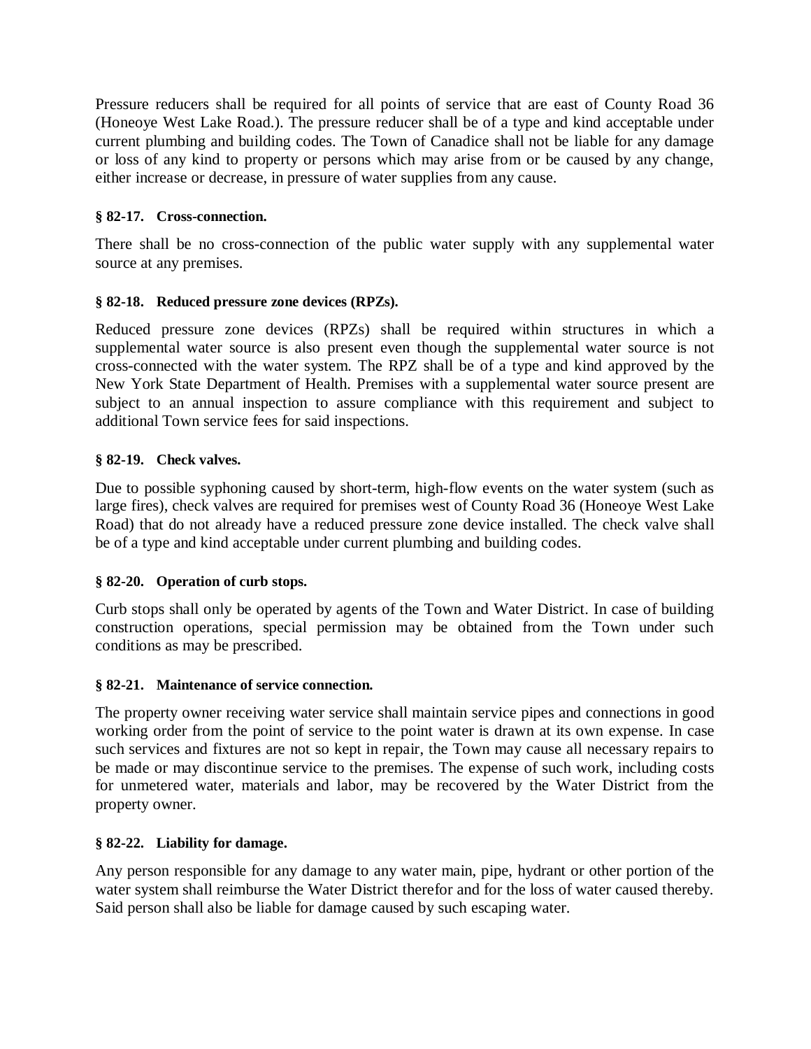Pressure reducers shall be required for all points of service that are east of County Road 36 (Honeoye West Lake Road.). The pressure reducer shall be of a type and kind acceptable under current plumbing and building codes. The Town of Canadice shall not be liable for any damage or loss of any kind to property or persons which may arise from or be caused by any change, either increase or decrease, in pressure of water supplies from any cause.

**§ 82-17. Cross-connection.**

There shall be no cross-connection of the public water supply with any supplemental water source at any premises.

**§ 82-18. Reduced pressure zone devices (RPZs).**

Reduced pressure zone devices (RPZs) shall be required within structures in which a supplemental water source is also present even though the supplemental water source is not cross-connected with the water system. The RPZ shall be of a type and kind approved by the New York State Department of Health. Premises with a supplemental water source present are subject to an annual inspection to assure compliance with this requirement and subject to additional Town service fees for said inspections.

**§ 82-19. Check valves.**

Due to possible syphoning caused by short-term, high-flow events on the water system (such as large fires), check valves are required for premises west of County Road 36 (Honeoye West Lake Road) that do not already have a reduced pressure zone device installed. The check valve shall be of a type and kind acceptable under current plumbing and building codes.

**§ 82-20. Operation of curb stops.**

Curb stops shall only be operated by agents of the Town and Water District. In case of building construction operations, special permission may be obtained from the Town under such conditions as may be prescribed.

**§ 82-21. Maintenance of service connection.**

The property owner receiving water service shall maintain service pipes and connections in good working order from the point of service to the point water is drawn at its own expense. In case such services and fixtures are not so kept in repair, the Town may cause all necessary repairs to be made or may discontinue service to the premises. The expense of such work, including costs for unmetered water, materials and labor, may be recovered by the Water District from the property owner.

**§ 82-22. Liability for damage.**

Any person responsible for any damage to any water main, pipe, hydrant or other portion of the water system shall reimburse the Water District therefor and for the loss of water caused thereby. Said person shall also be liable for damage caused by such escaping water.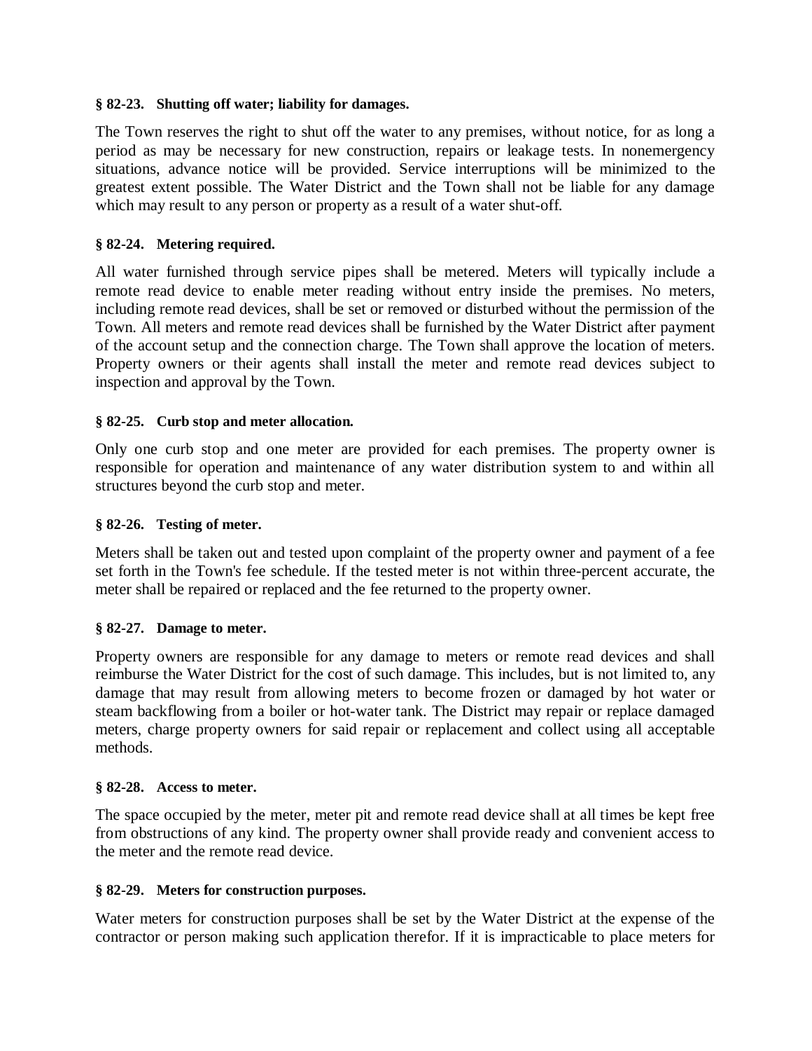**§ 82-23. Shutting off water; liability for damages.**

The Town reserves the right to shut off the water to any premises, without notice, for as long a period as may be necessary for new construction, repairs or leakage tests. In nonemergency situations, advance notice will be provided. Service interruptions will be minimized to the greatest extent possible. The Water District and the Town shall not be liable for any damage which may result to any person or property as a result of a water shut-off.

**§ 82-24. Metering required.**

All water furnished through service pipes shall be metered. Meters will typically include a remote read device to enable meter reading without entry inside the premises. No meters, including remote read devices, shall be set or removed or disturbed without the permission of the Town. All meters and remote read devices shall be furnished by the Water District after payment of the account setup and the connection charge. The Town shall approve the location of meters. Property owners or their agents shall install the meter and remote read devices subject to inspection and approval by the Town.

**§ 82-25. Curb stop and meter allocation.**

Only one curb stop and one meter are provided for each premises. The property owner is responsible for operation and maintenance of any water distribution system to and within all structures beyond the curb stop and meter.

**§ 82-26. Testing of meter.**

Meters shall be taken out and tested upon complaint of the property owner and payment of a fee set forth in the Town's fee schedule. If the tested meter is not within three-percent accurate, the meter shall be repaired or replaced and the fee returned to the property owner.

**§ 82-27. Damage to meter.**

Property owners are responsible for any damage to meters or remote read devices and shall reimburse the Water District for the cost of such damage. This includes, but is not limited to, any damage that may result from allowing meters to become frozen or damaged by hot water or steam backflowing from a boiler or hot-water tank. The District may repair or replace damaged meters, charge property owners for said repair or replacement and collect using all acceptable methods.

**§ 82-28. Access to meter.**

The space occupied by the meter, meter pit and remote read device shall at all times be kept free from obstructions of any kind. The property owner shall provide ready and convenient access to the meter and the remote read device.

**§ 82-29. Meters for construction purposes.**

Water meters for construction purposes shall be set by the Water District at the expense of the contractor or person making such application therefor. If it is impracticable to place meters for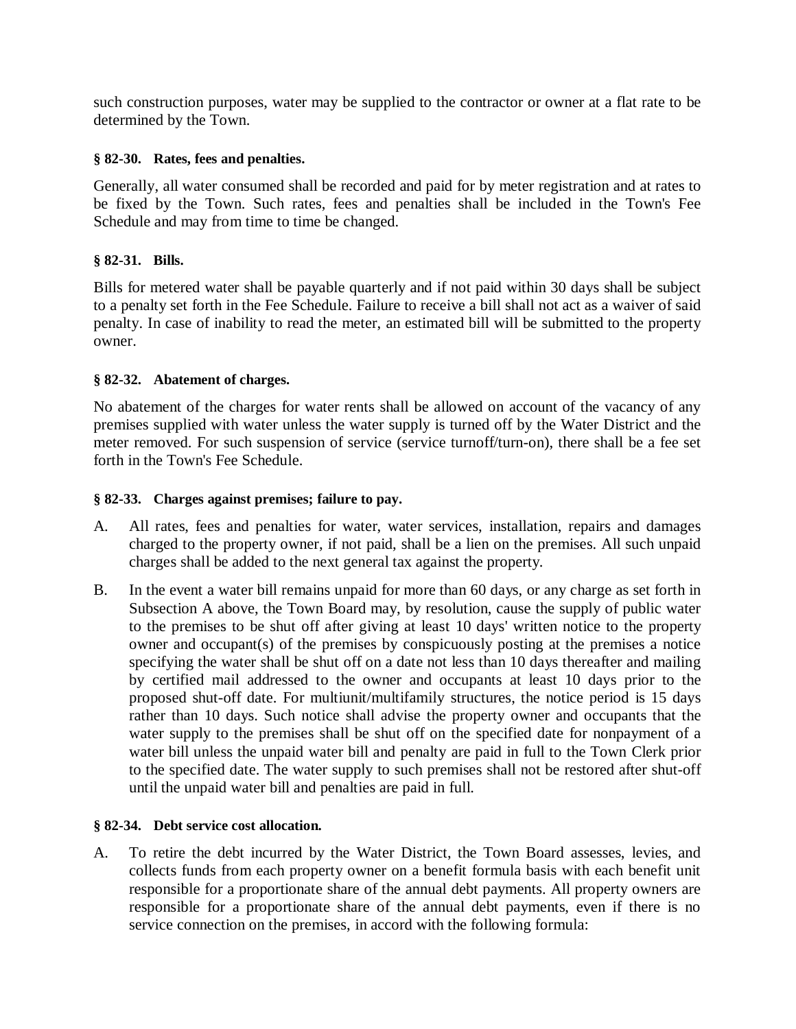such construction purposes, water may be supplied to the contractor or owner at a flat rate to be determined by the Town.

### § 82-30. Rates, fees and penalties.

Generally, all water consumed shall be recorded and paid for by meter registration and at rates to be fixed by the Town. Such rates, fees and penalties shall be included in the Town's Fee Schedule and may from time to time be changed.

### § 82-31. Bills.

Bills for metered water shall be payable quarterly and if not paid within 30 days shall be subject to a penalty set forth in the Fee Schedule. Failure to receive a bill shall not act as a waiver of said penalty. In case of inability to read the meter, an estimated bill will be submitted to the property owner.

### § 82-32. Abatement of charges.

No abatement of the charges for water rents shall be allowed on account of the vacancy of any premises supplied with water unless the water supply is turned off by the Water District and the meter removed. For such suspension of service (service turnoff/turn-on), there shall be a fee set forth in the Town's Fee Schedule.

### § 82-33. Charges against premises; failure to pay.

A. All rates, fees and penalties for water, water services, installation, repairs and damages charged to the property owner, if not paid, shall be a lien on the premises. All such unpaid charges shall be added to the next general tax against the property.

B. In the event a water bill remains unpaid for more than 60 days, or any charge as set forth in Subsection A above, the Town Board may, by resolution, cause the supply of public water to the premises to be shut off after giving at least 10 days' written notice to the property owner and occupant(s) of the premises by conspicuously posting at the premises a notice specifying the water shall be shut off on a date not less than 10 days thereafter and mailing by certified mail addressed to the owner and occupants at least 10 days prior to the proposed shut-off date. For multiunit/multifamily structures, the notice period is 15 days rather than 10 days. Such notice shall advise the property owner and occupants that the water supply to the premises shall be shut off on the specified date for nonpayment of a water bill unless the unpaid water bill and penalty are paid in full to the Town Clerk prior to the specified date. The water supply to such premises shall not be restored after shut-off until the unpaid water bill and penalties are paid in full.

### § 82-34. Debt service cost allocation.

A. To retire the debt incurred by the Water District, the Town Board assesses, levies, and collects funds from each property owner on a benefit formula basis with each benefit unit responsible for a proportionate share of the annual debt payments. All property owners are responsible for a proportionate share of the annual debt payments, even if there is no service connection on the premises, in accord with the following formula: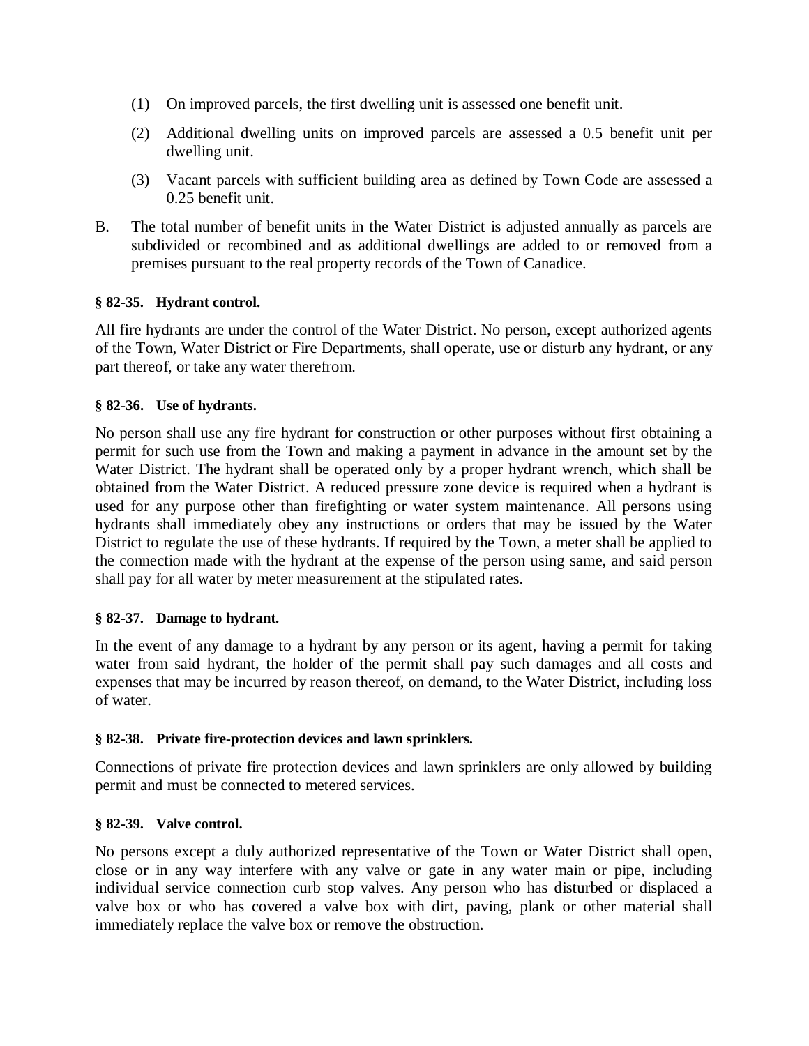(1) On improved parcels, the first dwelling unit is assessed one benefit unit.

(2) Additional dwelling units on improved parcels are assessed a 0.5 benefit unit per dwelling unit.

(3) Vacant parcels with sufficient building area as defined by Town Code are assessed a 0.25 benefit unit.

B. The total number of benefit units in the Water District is adjusted annually as parcels are subdivided or recombined and as additional dwellings are added to or removed from a premises pursuant to the real property records of the Town of Canadice.

**§ 82-35. Hydrant control.**

All fire hydrants are under the control of the Water District. No person, except authorized agents of the Town, Water District or Fire Departments, shall operate, use or disturb any hydrant, or any part thereof, or take any water therefrom.

**§ 82-36. Use of hydrants.**

No person shall use any fire hydrant for construction or other purposes without first obtaining a permit for such use from the Town and making a payment in advance in the amount set by the Water District. The hydrant shall be operated only by a proper hydrant wrench, which shall be obtained from the Water District. A reduced pressure zone device is required when a hydrant is used for any purpose other than firefighting or water system maintenance. All persons using hydrants shall immediately obey any instructions or orders that may be issued by the Water District to regulate the use of these hydrants. If required by the Town, a meter shall be applied to the connection made with the hydrant at the expense of the person using same, and said person shall pay for all water by meter measurement at the stipulated rates.

**§ 82-37. Damage to hydrant.**

In the event of any damage to a hydrant by any person or its agent, having a permit for taking water from said hydrant, the holder of the permit shall pay such damages and all costs and expenses that may be incurred by reason thereof, on demand, to the Water District, including loss of water.

**§ 82-38. Private fire-protection devices and lawn sprinklers.**

Connections of private fire protection devices and lawn sprinklers are only allowed by building permit and must be connected to metered services.

**§ 82-39. Valve control.**

No persons except a duly authorized representative of the Town or Water District shall open, close or in any way interfere with any valve or gate in any water main or pipe, including individual service connection curb stop valves. Any person who has disturbed or displaced a valve box or who has covered a valve box with dirt, paving, plank or other material shall immediately replace the valve box or remove the obstruction.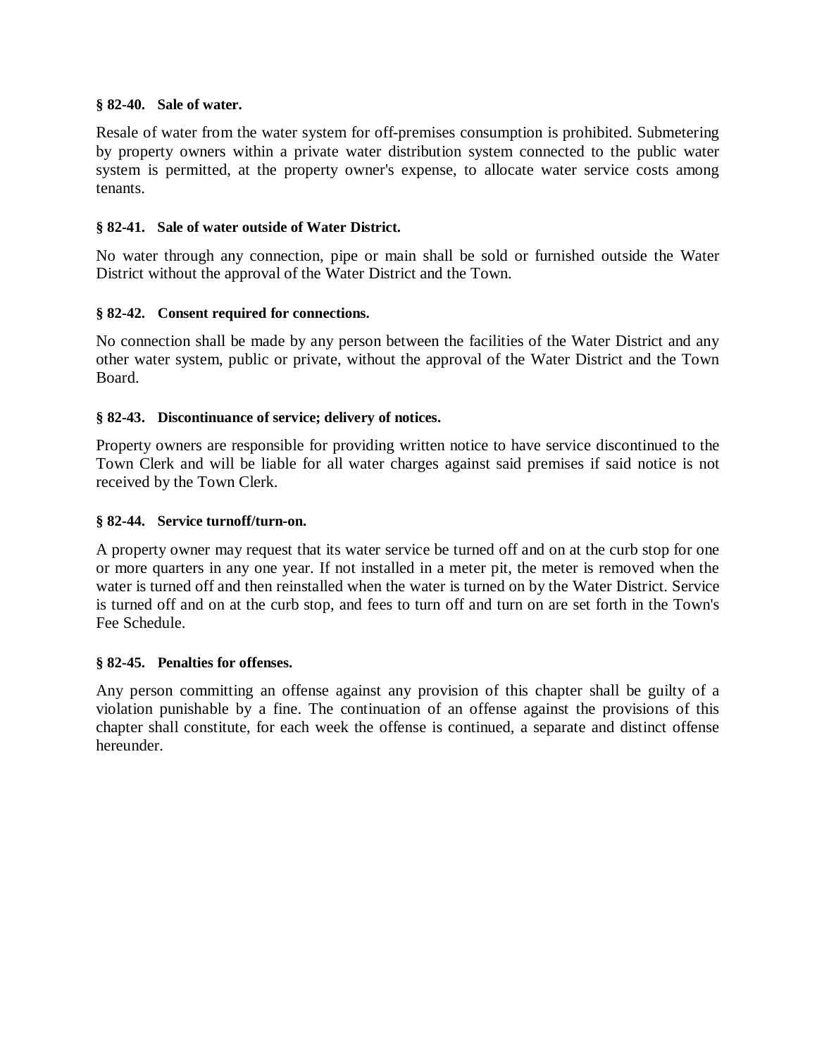**§ 82-40. Sale of water.**

Resale of water from the water system for off-premises consumption is prohibited. Submetering by property owners within a private water distribution system connected to the public water system is permitted, at the property owner's expense, to allocate water service costs among tenants.

**§ 82-41. Sale of water outside of Water District.**

No water through any connection, pipe or main shall be sold or furnished outside the Water District without the approval of the Water District and the Town.

**§ 82-42. Consent required for connections.**

No connection shall be made by any person between the facilities of the Water District and any other water system, public or private, without the approval of the Water District and the Town Board.

**§ 82-43. Discontinuance of service; delivery of notices.**

Property owners are responsible for providing written notice to have service discontinued to the Town Clerk and will be liable for all water charges against said premises if said notice is not received by the Town Clerk.

**§ 82-44. Service turnoff/turn-on.**

A property owner may request that its water service be turned off and on at the curb stop for one or more quarters in any one year. If not installed in a meter pit, the meter is removed when the water is turned off and then reinstalled when the water is turned on by the Water District. Service is turned off and on at the curb stop, and fees to turn off and turn on are set forth in the Town's Fee Schedule.

**§ 82-45. Penalties for offenses.**

Any person committing an offense against any provision of this chapter shall be guilty of a violation punishable by a fine. The continuation of an offense against the provisions of this chapter shall constitute, for each week the offense is continued, a separate and distinct offense hereunder.